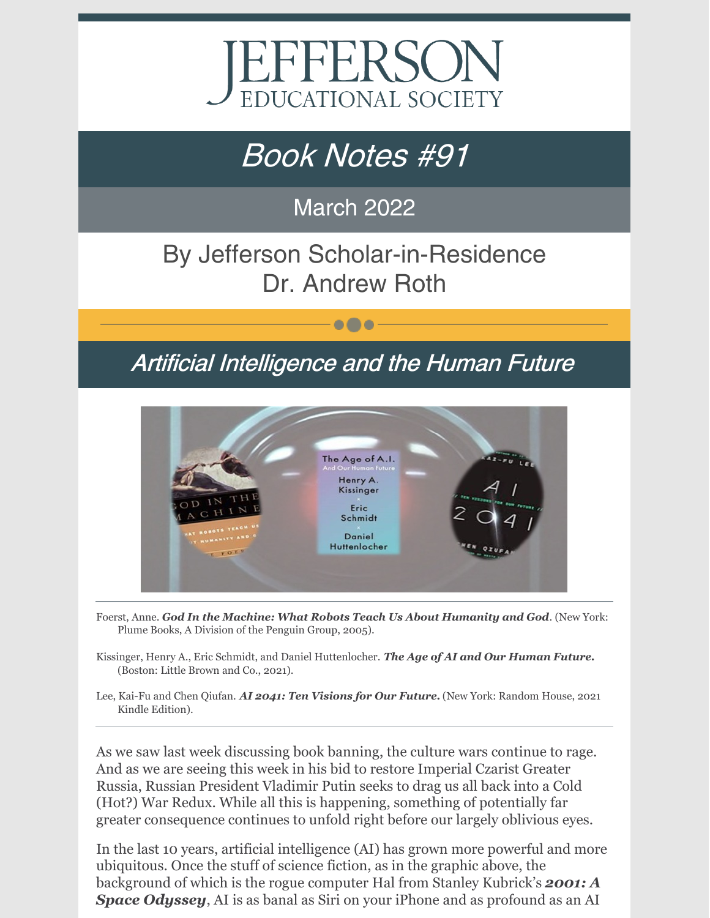# JEFFERSON
## EDUCATIONAL SOCIETY

# *Book Notes #91*

## March 2022

## By Jefferson Scholar-in-Residence
## Dr. Andrew Roth

## *Artificial Intelligence and the Human Future*

---

Foerst, Anne. ***God In the Machine: What Robots Teach Us About Humanity and God***. (New York: Plume Books, A Division of the Penguin Group, 2005).

Kissinger, Henry A., Eric Schmidt, and Daniel Huttenlocher. ***The Age of AI and Our Human Future.*** (Boston: Little Brown and Co., 2021).

Lee, Kai-Fu and Chen Qiufan. ***AI 2041: Ten Visions for Our Future.*** (New York: Random House, 2021 Kindle Edition).

---

As we saw last week discussing book banning, the culture wars continue to rage. And as we are seeing this week in his bid to restore Imperial Czarist Greater Russia, Russian President Vladimir Putin seeks to drag us all back into a Cold (Hot?) War Redux. While all this is happening, something of potentially far greater consequence continues to unfold right before our largely oblivious eyes.

In the last 10 years, artificial intelligence (AI) has grown more powerful and more ubiquitous. Once the stuff of science fiction, as in the graphic above, the background of which is the rogue computer Hal from Stanley Kubrick's ***2001: A Space Odyssey***, AI is as banal as Siri on your iPhone and as profound as an AI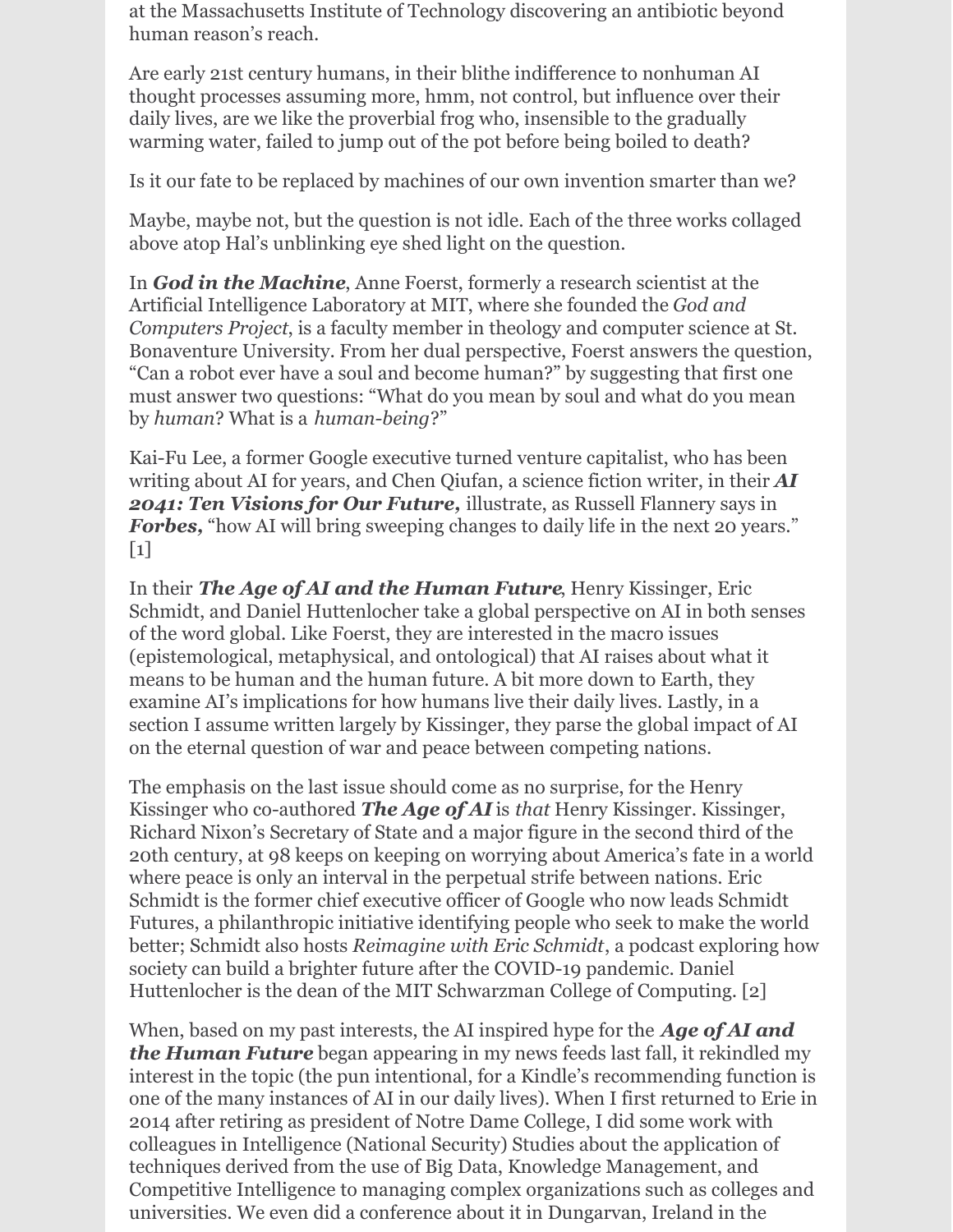at the Massachusetts Institute of Technology discovering an antibiotic beyond human reason's reach.

Are early 21st century humans, in their blithe indifference to nonhuman AI thought processes assuming more, hmm, not control, but influence over their daily lives, are we like the proverbial frog who, insensible to the gradually warming water, failed to jump out of the pot before being boiled to death?

Is it our fate to be replaced by machines of our own invention smarter than we?

Maybe, maybe not, but the question is not idle. Each of the three works collaged above atop Hal's unblinking eye shed light on the question.

In ***God in the Machine***, Anne Foerst, formerly a research scientist at the Artificial Intelligence Laboratory at MIT, where she founded the *God and Computers Project*, is a faculty member in theology and computer science at St. Bonaventure University. From her dual perspective, Foerst answers the question, "Can a robot ever have a soul and become human?" by suggesting that first one must answer two questions: "What do you mean by soul and what do you mean by *human*? What is a *human-being*?"

Kai-Fu Lee, a former Google executive turned venture capitalist, who has been writing about AI for years, and Chen Qiufan, a science fiction writer, in their ***AI 2041: Ten Visions for Our Future,*** illustrate, as Russell Flannery says in ***Forbes,*** "how AI will bring sweeping changes to daily life in the next 20 years." [1]

In their ***The Age of AI and the Human Future***, Henry Kissinger, Eric Schmidt, and Daniel Huttenlocher take a global perspective on AI in both senses of the word global. Like Foerst, they are interested in the macro issues (epistemological, metaphysical, and ontological) that AI raises about what it means to be human and the human future. A bit more down to Earth, they examine AI's implications for how humans live their daily lives. Lastly, in a section I assume written largely by Kissinger, they parse the global impact of AI on the eternal question of war and peace between competing nations.

The emphasis on the last issue should come as no surprise, for the Henry Kissinger who co-authored ***The Age of AI*** is *that* Henry Kissinger. Kissinger, Richard Nixon's Secretary of State and a major figure in the second third of the 20th century, at 98 keeps on keeping on worrying about America's fate in a world where peace is only an interval in the perpetual strife between nations. Eric Schmidt is the former chief executive officer of Google who now leads Schmidt Futures, a philanthropic initiative identifying people who seek to make the world better; Schmidt also hosts *Reimagine with Eric Schmidt*, a podcast exploring how society can build a brighter future after the COVID-19 pandemic. Daniel Huttenlocher is the dean of the MIT Schwarzman College of Computing. [2]

When, based on my past interests, the AI inspired hype for the ***Age of AI and the Human Future*** began appearing in my news feeds last fall, it rekindled my interest in the topic (the pun intentional, for a Kindle's recommending function is one of the many instances of AI in our daily lives). When I first returned to Erie in 2014 after retiring as president of Notre Dame College, I did some work with colleagues in Intelligence (National Security) Studies about the application of techniques derived from the use of Big Data, Knowledge Management, and Competitive Intelligence to managing complex organizations such as colleges and universities. We even did a conference about it in Dungarvan, Ireland in the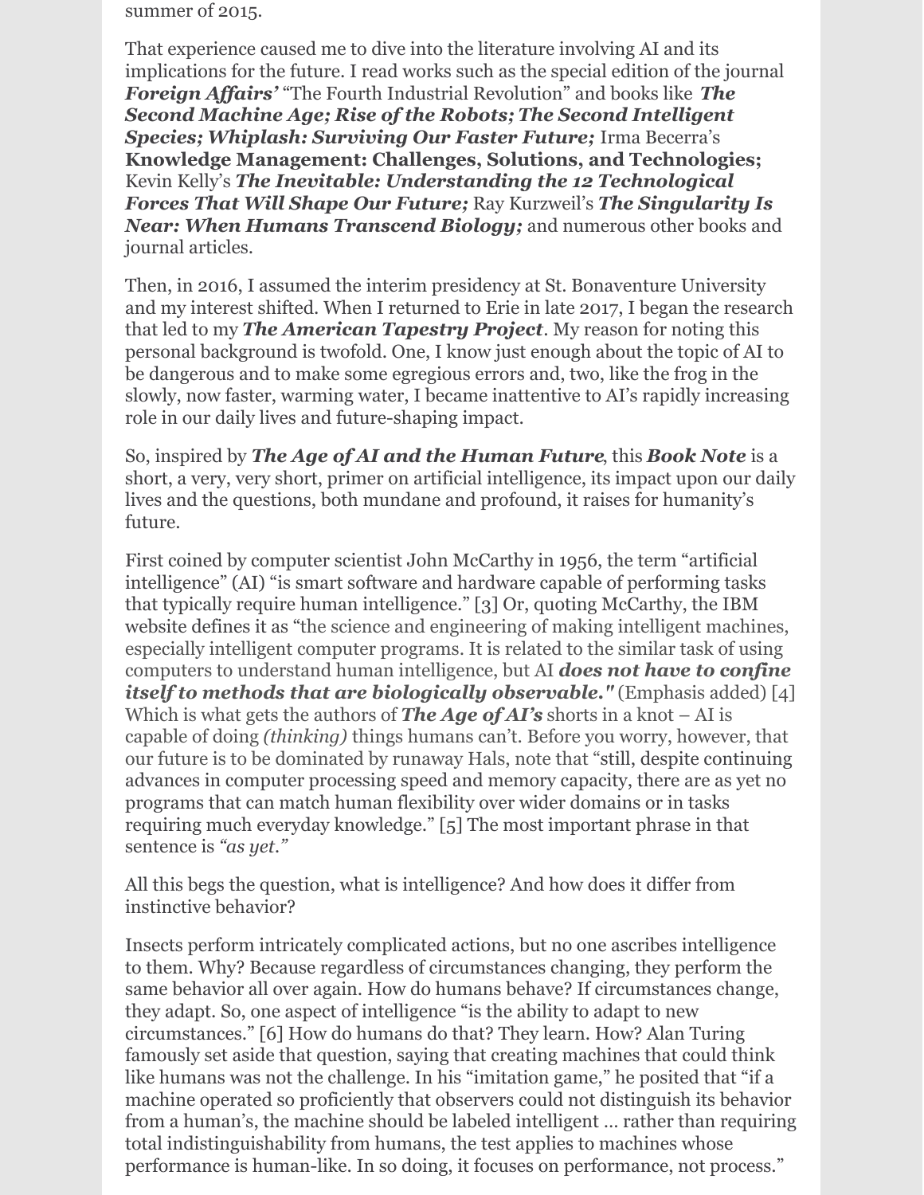summer of 2015.

That experience caused me to dive into the literature involving AI and its implications for the future. I read works such as the special edition of the journal ***Foreign Affairs'*** "The Fourth Industrial Revolution" and books like ***The Second Machine Age; Rise of the Robots; The Second Intelligent Species; Whiplash: Surviving Our Faster Future;*** Irma Becerra's **Knowledge Management: Challenges, Solutions, and Technologies;** Kevin Kelly's ***The Inevitable: Understanding the 12 Technological Forces That Will Shape Our Future;*** Ray Kurzweil's ***The Singularity Is Near: When Humans Transcend Biology;*** and numerous other books and journal articles.

Then, in 2016, I assumed the interim presidency at St. Bonaventure University and my interest shifted. When I returned to Erie in late 2017, I began the research that led to my ***The American Tapestry Project***. My reason for noting this personal background is twofold. One, I know just enough about the topic of AI to be dangerous and to make some egregious errors and, two, like the frog in the slowly, now faster, warming water, I became inattentive to AI's rapidly increasing role in our daily lives and future-shaping impact.

So, inspired by ***The Age of AI and the Human Future***, this ***Book Note*** is a short, a very, very short, primer on artificial intelligence, its impact upon our daily lives and the questions, both mundane and profound, it raises for humanity's future.

First coined by computer scientist John McCarthy in 1956, the term "artificial intelligence" (AI) "is smart software and hardware capable of performing tasks that typically require human intelligence." [3] Or, quoting McCarthy, the IBM website defines it as "the science and engineering of making intelligent machines, especially intelligent computer programs. It is related to the similar task of using computers to understand human intelligence, but AI ***does not have to confine itself to methods that are biologically observable."*** (Emphasis added) [4] Which is what gets the authors of ***The Age of AI's*** shorts in a knot – AI is capable of doing *(thinking)* things humans can't. Before you worry, however, that our future is to be dominated by runaway Hals, note that "still, despite continuing advances in computer processing speed and memory capacity, there are as yet no programs that can match human flexibility over wider domains or in tasks requiring much everyday knowledge." [5] The most important phrase in that sentence is *"as yet."*

All this begs the question, what is intelligence? And how does it differ from instinctive behavior?

Insects perform intricately complicated actions, but no one ascribes intelligence to them. Why? Because regardless of circumstances changing, they perform the same behavior all over again. How do humans behave? If circumstances change, they adapt. So, one aspect of intelligence "is the ability to adapt to new circumstances." [6] How do humans do that? They learn. How? Alan Turing famously set aside that question, saying that creating machines that could think like humans was not the challenge. In his "imitation game," he posited that "if a machine operated so proficiently that observers could not distinguish its behavior from a human's, the machine should be labeled intelligent … rather than requiring total indistinguishability from humans, the test applies to machines whose performance is human-like. In so doing, it focuses on performance, not process."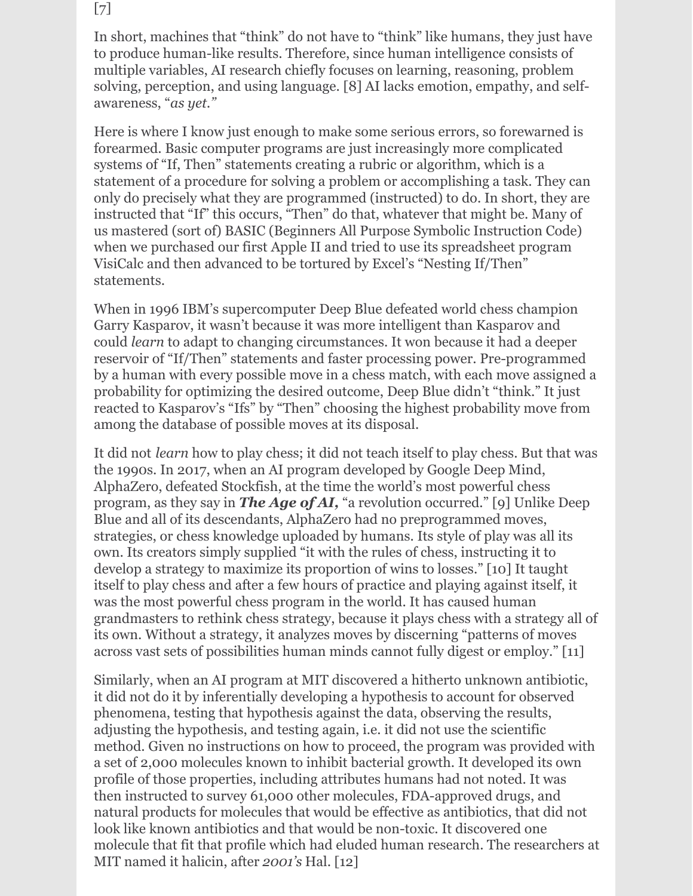[7]

In short, machines that "think" do not have to "think" like humans, they just have to produce human-like results. Therefore, since human intelligence consists of multiple variables, AI research chiefly focuses on learning, reasoning, problem solving, perception, and using language. [8] AI lacks emotion, empathy, and self-awareness, "*as yet.*"

Here is where I know just enough to make some serious errors, so forewarned is forearmed. Basic computer programs are just increasingly more complicated systems of "If, Then" statements creating a rubric or algorithm, which is a statement of a procedure for solving a problem or accomplishing a task. They can only do precisely what they are programmed (instructed) to do. In short, they are instructed that "If" this occurs, "Then" do that, whatever that might be. Many of us mastered (sort of) BASIC (Beginners All Purpose Symbolic Instruction Code) when we purchased our first Apple II and tried to use its spreadsheet program VisiCalc and then advanced to be tortured by Excel's "Nesting If/Then" statements.

When in 1996 IBM's supercomputer Deep Blue defeated world chess champion Garry Kasparov, it wasn't because it was more intelligent than Kasparov and could *learn* to adapt to changing circumstances. It won because it had a deeper reservoir of "If/Then" statements and faster processing power. Pre-programmed by a human with every possible move in a chess match, with each move assigned a probability for optimizing the desired outcome, Deep Blue didn't "think." It just reacted to Kasparov's "Ifs" by "Then" choosing the highest probability move from among the database of possible moves at its disposal.

It did not *learn* how to play chess; it did not teach itself to play chess. But that was the 1990s. In 2017, when an AI program developed by Google Deep Mind, AlphaZero, defeated Stockfish, at the time the world's most powerful chess program, as they say in ***The Age of AI,*** "a revolution occurred." [9] Unlike Deep Blue and all of its descendants, AlphaZero had no preprogrammed moves, strategies, or chess knowledge uploaded by humans. Its style of play was all its own. Its creators simply supplied "it with the rules of chess, instructing it to develop a strategy to maximize its proportion of wins to losses." [10] It taught itself to play chess and after a few hours of practice and playing against itself, it was the most powerful chess program in the world. It has caused human grandmasters to rethink chess strategy, because it plays chess with a strategy all of its own. Without a strategy, it analyzes moves by discerning "patterns of moves across vast sets of possibilities human minds cannot fully digest or employ." [11]

Similarly, when an AI program at MIT discovered a hitherto unknown antibiotic, it did not do it by inferentially developing a hypothesis to account for observed phenomena, testing that hypothesis against the data, observing the results, adjusting the hypothesis, and testing again, i.e. it did not use the scientific method. Given no instructions on how to proceed, the program was provided with a set of 2,000 molecules known to inhibit bacterial growth. It developed its own profile of those properties, including attributes humans had not noted. It was then instructed to survey 61,000 other molecules, FDA-approved drugs, and natural products for molecules that would be effective as antibiotics, that did not look like known antibiotics and that would be non-toxic. It discovered one molecule that fit that profile which had eluded human research. The researchers at MIT named it halicin, after *2001's* Hal. [12]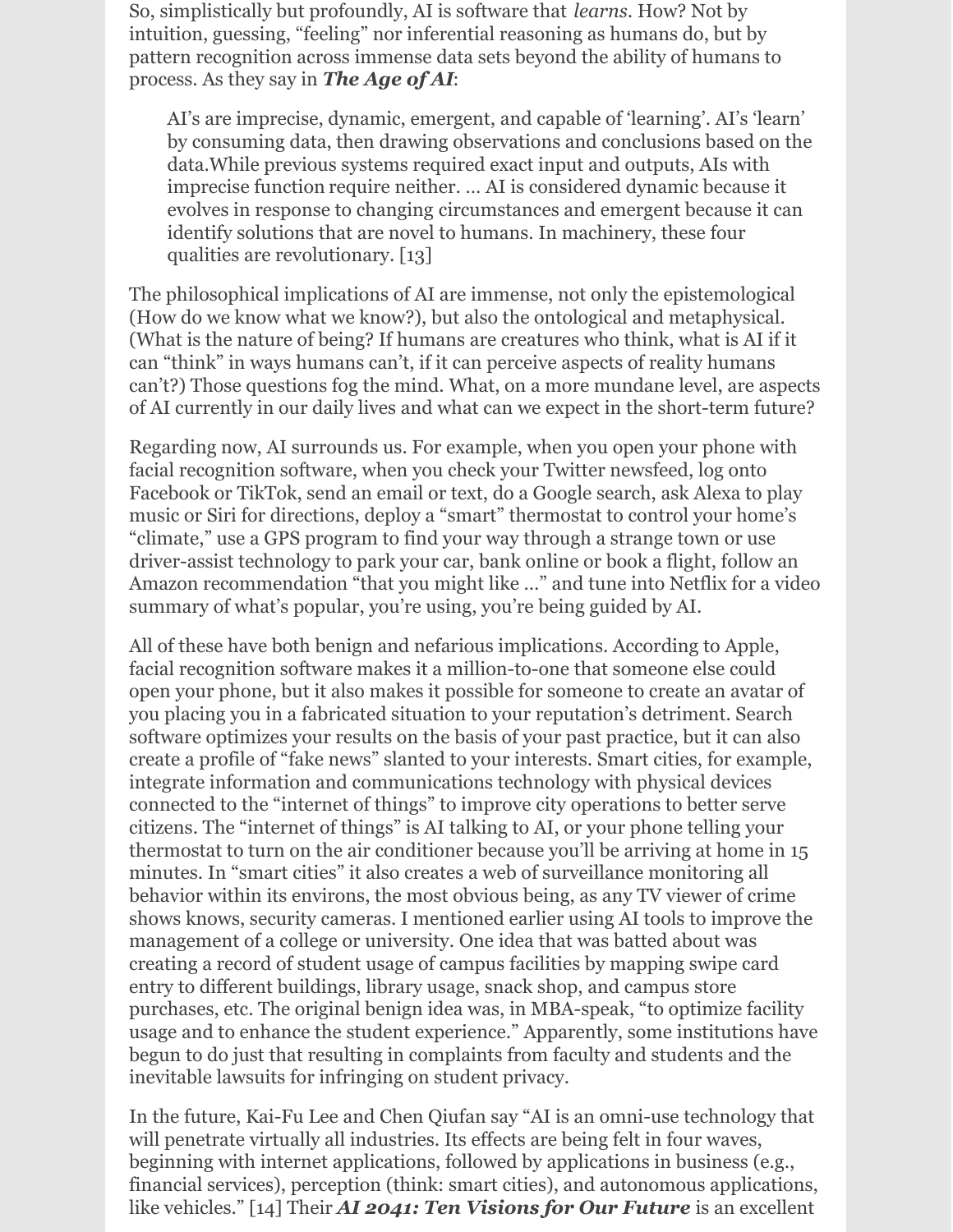So, simplistically but profoundly, AI is software that *learns*. How? Not by intuition, guessing, "feeling" nor inferential reasoning as humans do, but by pattern recognition across immense data sets beyond the ability of humans to process. As they say in ***The Age of AI***:

> AI's are imprecise, dynamic, emergent, and capable of 'learning'. AI's 'learn' by consuming data, then drawing observations and conclusions based on the data.While previous systems required exact input and outputs, AIs with imprecise function require neither. … AI is considered dynamic because it evolves in response to changing circumstances and emergent because it can identify solutions that are novel to humans. In machinery, these four qualities are revolutionary. [13]

The philosophical implications of AI are immense, not only the epistemological (How do we know what we know?), but also the ontological and metaphysical. (What is the nature of being? If humans are creatures who think, what is AI if it can "think" in ways humans can't, if it can perceive aspects of reality humans can't?) Those questions fog the mind. What, on a more mundane level, are aspects of AI currently in our daily lives and what can we expect in the short-term future?

Regarding now, AI surrounds us. For example, when you open your phone with facial recognition software, when you check your Twitter newsfeed, log onto Facebook or TikTok, send an email or text, do a Google search, ask Alexa to play music or Siri for directions, deploy a "smart" thermostat to control your home's "climate," use a GPS program to find your way through a strange town or use driver-assist technology to park your car, bank online or book a flight, follow an Amazon recommendation "that you might like …" and tune into Netflix for a video summary of what's popular, you're using, you're being guided by AI.

All of these have both benign and nefarious implications. According to Apple, facial recognition software makes it a million-to-one that someone else could open your phone, but it also makes it possible for someone to create an avatar of you placing you in a fabricated situation to your reputation's detriment. Search software optimizes your results on the basis of your past practice, but it can also create a profile of "fake news" slanted to your interests. Smart cities, for example, integrate information and communications technology with physical devices connected to the "internet of things" to improve city operations to better serve citizens. The "internet of things" is AI talking to AI, or your phone telling your thermostat to turn on the air conditioner because you'll be arriving at home in 15 minutes. In "smart cities" it also creates a web of surveillance monitoring all behavior within its environs, the most obvious being, as any TV viewer of crime shows knows, security cameras. I mentioned earlier using AI tools to improve the management of a college or university. One idea that was batted about was creating a record of student usage of campus facilities by mapping swipe card entry to different buildings, library usage, snack shop, and campus store purchases, etc. The original benign idea was, in MBA-speak, "to optimize facility usage and to enhance the student experience." Apparently, some institutions have begun to do just that resulting in complaints from faculty and students and the inevitable lawsuits for infringing on student privacy.

In the future, Kai-Fu Lee and Chen Qiufan say "AI is an omni-use technology that will penetrate virtually all industries. Its effects are being felt in four waves, beginning with internet applications, followed by applications in business (e.g., financial services), perception (think: smart cities), and autonomous applications, like vehicles." [14] Their ***AI 2041: Ten Visions for Our Future*** is an excellent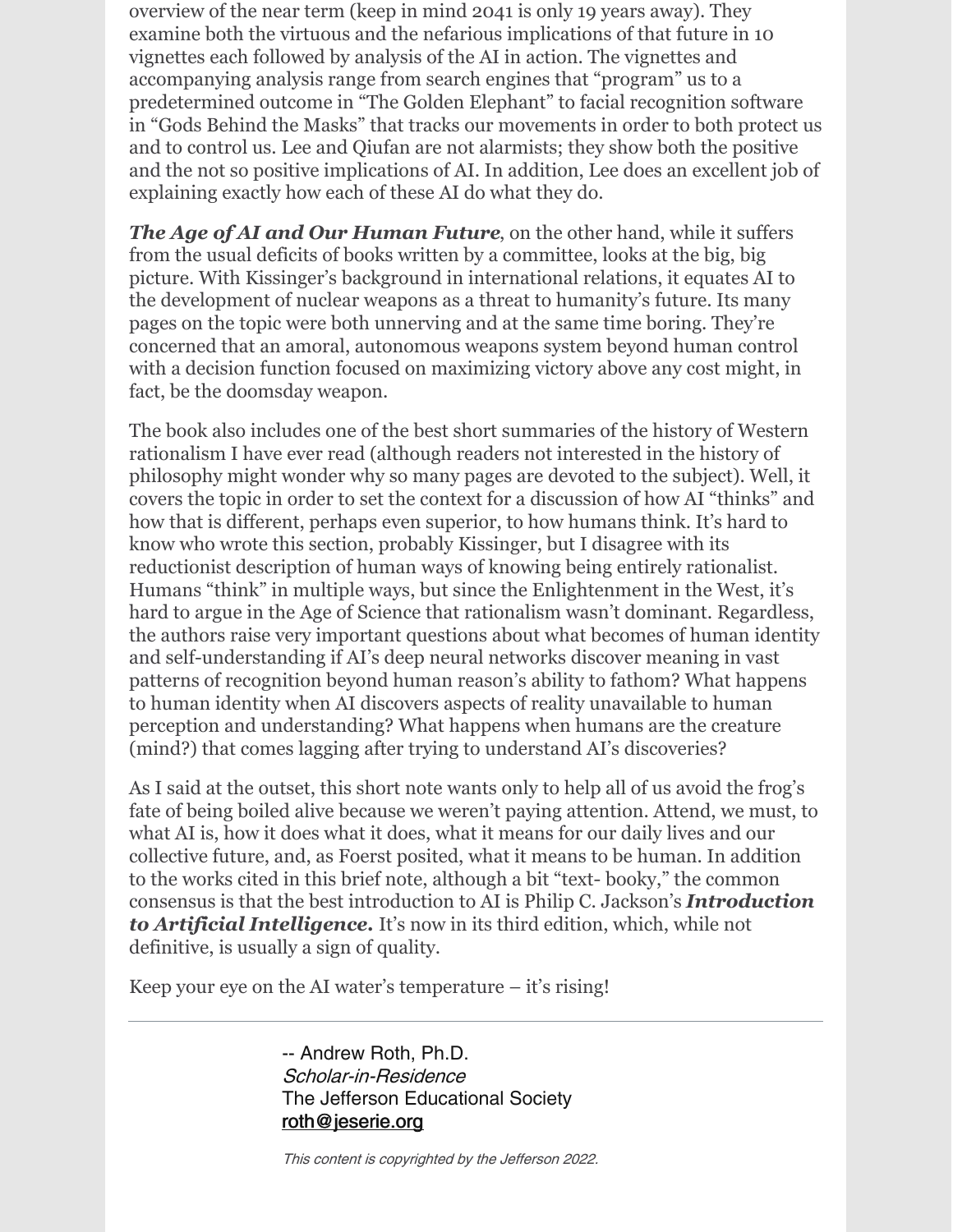overview of the near term (keep in mind 2041 is only 19 years away). They examine both the virtuous and the nefarious implications of that future in 10 vignettes each followed by analysis of the AI in action. The vignettes and accompanying analysis range from search engines that "program" us to a predetermined outcome in "The Golden Elephant" to facial recognition software in "Gods Behind the Masks" that tracks our movements in order to both protect us and to control us. Lee and Qiufan are not alarmists; they show both the positive and the not so positive implications of AI. In addition, Lee does an excellent job of explaining exactly how each of these AI do what they do.

***The Age of AI and Our Human Future***, on the other hand, while it suffers from the usual deficits of books written by a committee, looks at the big, big picture. With Kissinger's background in international relations, it equates AI to the development of nuclear weapons as a threat to humanity's future. Its many pages on the topic were both unnerving and at the same time boring. They're concerned that an amoral, autonomous weapons system beyond human control with a decision function focused on maximizing victory above any cost might, in fact, be the doomsday weapon.

The book also includes one of the best short summaries of the history of Western rationalism I have ever read (although readers not interested in the history of philosophy might wonder why so many pages are devoted to the subject). Well, it covers the topic in order to set the context for a discussion of how AI "thinks" and how that is different, perhaps even superior, to how humans think. It's hard to know who wrote this section, probably Kissinger, but I disagree with its reductionist description of human ways of knowing being entirely rationalist. Humans "think" in multiple ways, but since the Enlightenment in the West, it's hard to argue in the Age of Science that rationalism wasn't dominant. Regardless, the authors raise very important questions about what becomes of human identity and self-understanding if AI's deep neural networks discover meaning in vast patterns of recognition beyond human reason's ability to fathom? What happens to human identity when AI discovers aspects of reality unavailable to human perception and understanding? What happens when humans are the creature (mind?) that comes lagging after trying to understand AI's discoveries?

As I said at the outset, this short note wants only to help all of us avoid the frog's fate of being boiled alive because we weren't paying attention. Attend, we must, to what AI is, how it does what it does, what it means for our daily lives and our collective future, and, as Foerst posited, what it means to be human. In addition to the works cited in this brief note, although a bit "text- booky," the common consensus is that the best introduction to AI is Philip C. Jackson's ***Introduction to Artificial Intelligence.*** It's now in its third edition, which, while not definitive, is usually a sign of quality.

Keep your eye on the AI water's temperature – it's rising!

---

-- Andrew Roth, Ph.D.
*Scholar-in-Residence*
The Jefferson Educational Society
roth@jeserie.org

*This content is copyrighted by the Jefferson 2022.*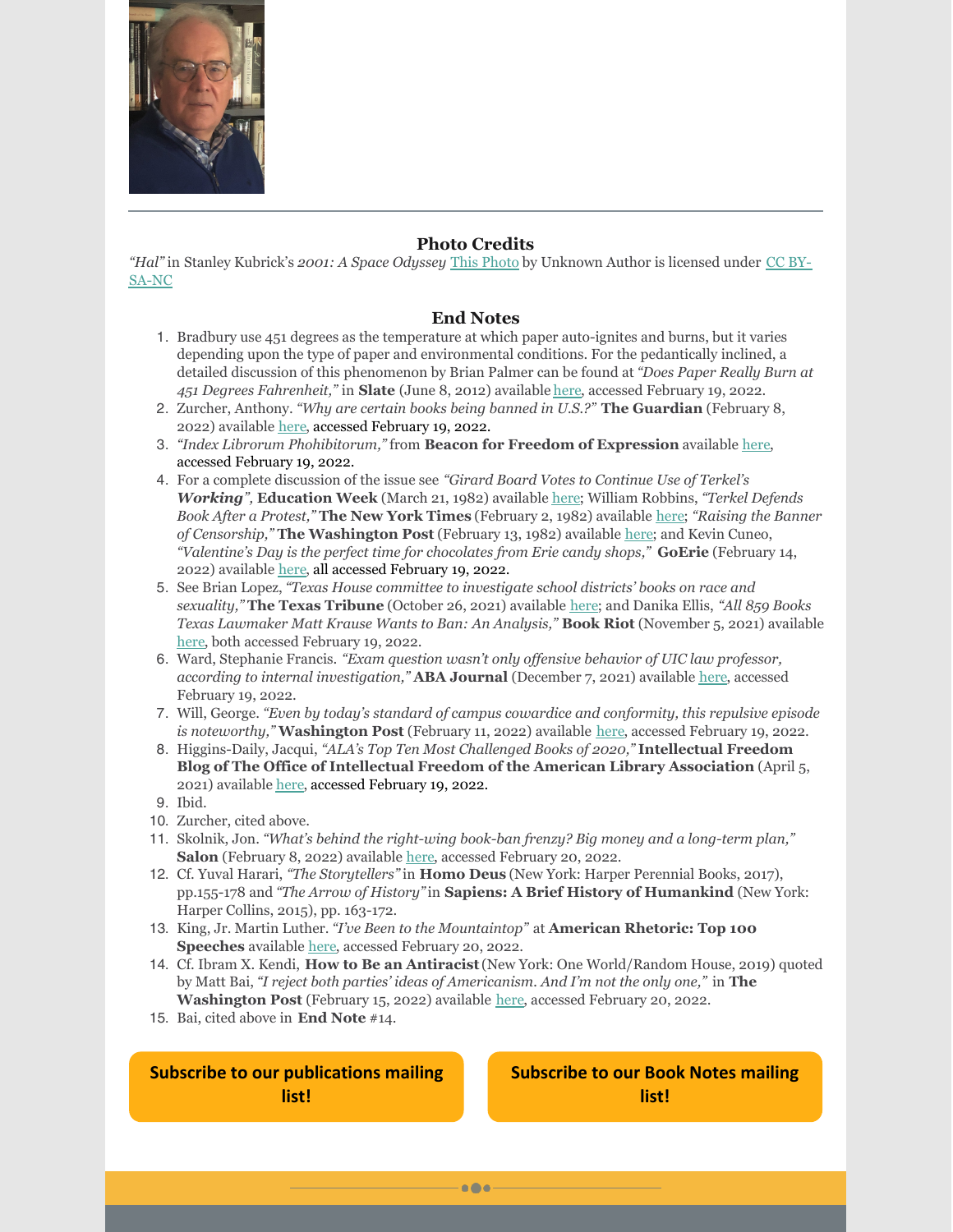### Photo Credits

*"Hal"* in Stanley Kubrick's *2001: A Space Odyssey* This Photo by Unknown Author is licensed under CC BY-SA-NC

### End Notes

1. Bradbury use 451 degrees as the temperature at which paper auto-ignites and burns, but it varies depending upon the type of paper and environmental conditions. For the pedantically inclined, a detailed discussion of this phenomenon by Brian Palmer can be found at *"Does Paper Really Burn at 451 Degrees Fahrenheit,"* in **Slate** (June 8, 2012) available here, accessed February 19, 2022.
2. Zurcher, Anthony. *"Why are certain books being banned in U.S.?"* **The Guardian** (February 8, 2022) available here, accessed February 19, 2022.
3. *"Index Librorum Phohibitorum,"* from **Beacon for Freedom of Expression** available here, accessed February 19, 2022.
4. For a complete discussion of the issue see *"Girard Board Votes to Continue Use of Terkel's **Working**"*, **Education Week** (March 21, 1982) available here; William Robbins, *"Terkel Defends Book After a Protest,"* **The New York Times** (February 2, 1982) available here; *"Raising the Banner of Censorship,"* **The Washington Post** (February 13, 1982) available here; and Kevin Cuneo, *"Valentine's Day is the perfect time for chocolates from Erie candy shops,"* **GoErie** (February 14, 2022) available here, all accessed February 19, 2022.
5. See Brian Lopez, *"Texas House committee to investigate school districts' books on race and sexuality,"* **The Texas Tribune** (October 26, 2021) available here; and Danika Ellis, *"All 859 Books Texas Lawmaker Matt Krause Wants to Ban: An Analysis,"* **Book Riot** (November 5, 2021) available here, both accessed February 19, 2022.
6. Ward, Stephanie Francis. *"Exam question wasn't only offensive behavior of UIC law professor, according to internal investigation,"* **ABA Journal** (December 7, 2021) available here, accessed February 19, 2022.
7. Will, George. *"Even by today's standard of campus cowardice and conformity, this repulsive episode is noteworthy,"* **Washington Post** (February 11, 2022) available here, accessed February 19, 2022.
8. Higgins-Daily, Jacqui, *"ALA's Top Ten Most Challenged Books of 2020,"* **Intellectual Freedom Blog of The Office of Intellectual Freedom of the American Library Association** (April 5, 2021) available here, accessed February 19, 2022.
9. Ibid.
10. Zurcher, cited above.
11. Skolnik, Jon. *"What's behind the right-wing book-ban frenzy? Big money and a long-term plan,"* **Salon** (February 8, 2022) available here, accessed February 20, 2022.
12. Cf. Yuval Harari, *"The Storytellers"* in **Homo Deus** (New York: Harper Perennial Books, 2017), pp.155-178 and *"The Arrow of History"* in **Sapiens: A Brief History of Humankind** (New York: Harper Collins, 2015), pp. 163-172.
13. King, Jr. Martin Luther. *"I've Been to the Mountaintop"* at **American Rhetoric: Top 100 Speeches** available here, accessed February 20, 2022.
14. Cf. Ibram X. Kendi, **How to Be an Antiracist** (New York: One World/Random House, 2019) quoted by Matt Bai, *"I reject both parties' ideas of Americanism. And I'm not the only one,"* in **The Washington Post** (February 15, 2022) available here, accessed February 20, 2022.
15. Bai, cited above in **End Note** #14.

**Subscribe to our publications mailing list!**

**Subscribe to our Book Notes mailing list!**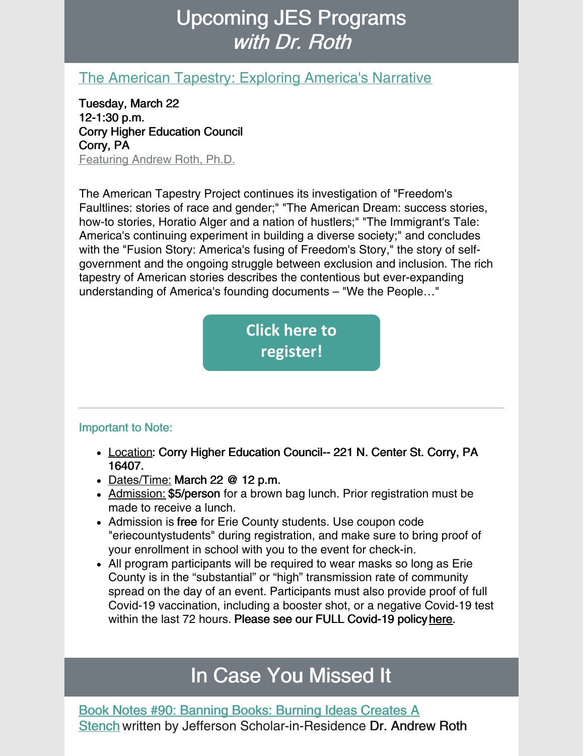# Upcoming JES Programs
## *with Dr. Roth*

### The American Tapestry: Exploring America's Narrative

Tuesday, March 22
12-1:30 p.m.
Corry Higher Education Council
Corry, PA
Featuring Andrew Roth, Ph.D.

The American Tapestry Project continues its investigation of "Freedom's Faultlines: stories of race and gender;" "The American Dream: success stories, how-to stories, Horatio Alger and a nation of hustlers;" "The Immigrant's Tale: America's continuing experiment in building a diverse society;" and concludes with the "Fusion Story: America's fusing of Freedom's Story," the story of self-government and the ongoing struggle between exclusion and inclusion. The rich tapestry of American stories describes the contentious but ever-expanding understanding of America's founding documents – "We the People…"

**Click here to register!**

---

Important to Note:

- Location: Corry Higher Education Council-- 221 N. Center St. Corry, PA 16407.
- Dates/Time: March 22 @ 12 p.m.
- Admission: $5/person for a brown bag lunch. Prior registration must be made to receive a lunch.
- Admission is free for Erie County students. Use coupon code "eriecountystudents" during registration, and make sure to bring proof of your enrollment in school with you to the event for check-in.
- All program participants will be required to wear masks so long as Erie County is in the "substantial" or "high" transmission rate of community spread on the day of an event. Participants must also provide proof of full Covid-19 vaccination, including a booster shot, or a negative Covid-19 test within the last 72 hours. Please see our FULL Covid-19 policy here.

# In Case You Missed It

Book Notes #90: Banning Books: Burning Ideas Creates A Stench written by Jefferson Scholar-in-Residence **Dr. Andrew Roth**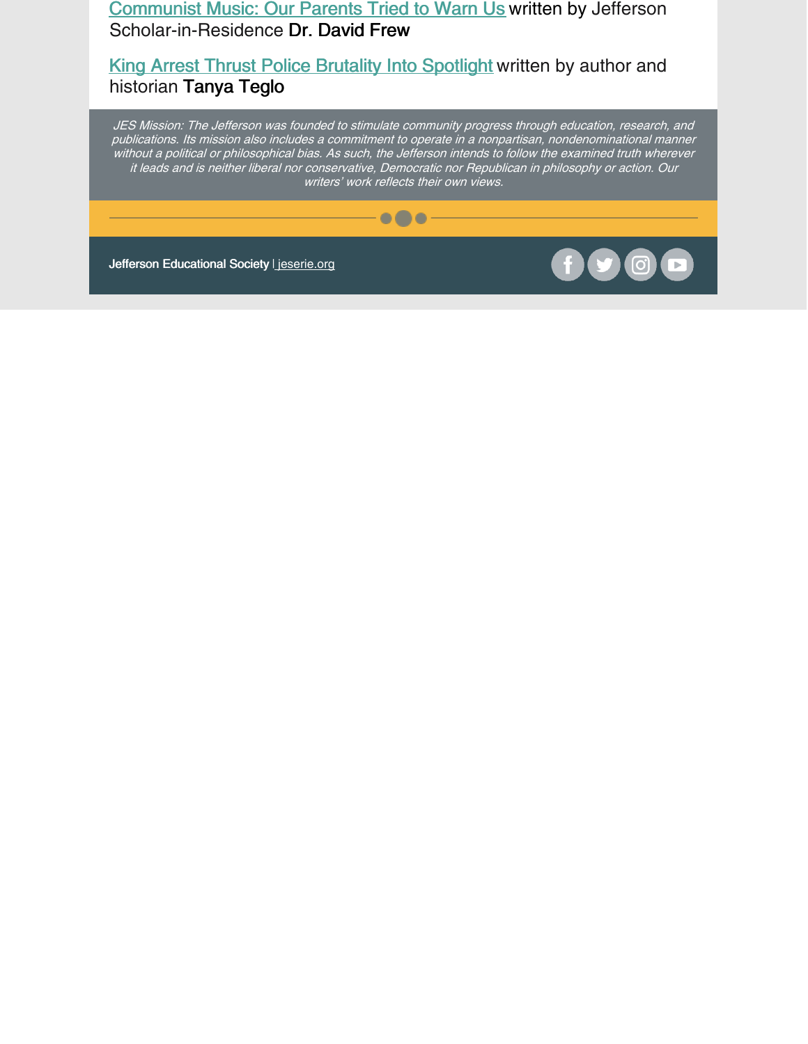Communist Music: Our Parents Tried to Warn Us written by Jefferson Scholar-in-Residence **Dr. David Frew**

King Arrest Thrust Police Brutality Into Spotlight written by author and historian **Tanya Teglo**

*JES Mission: The Jefferson was founded to stimulate community progress through education, research, and publications. Its mission also includes a commitment to operate in a nonpartisan, nondenominational manner without a political or philosophical bias. As such, the Jefferson intends to follow the examined truth wherever it leads and is neither liberal nor conservative, Democratic nor Republican in philosophy or action. Our writers' work reflects their own views.*

**Jefferson Educational Society** | jeserie.org